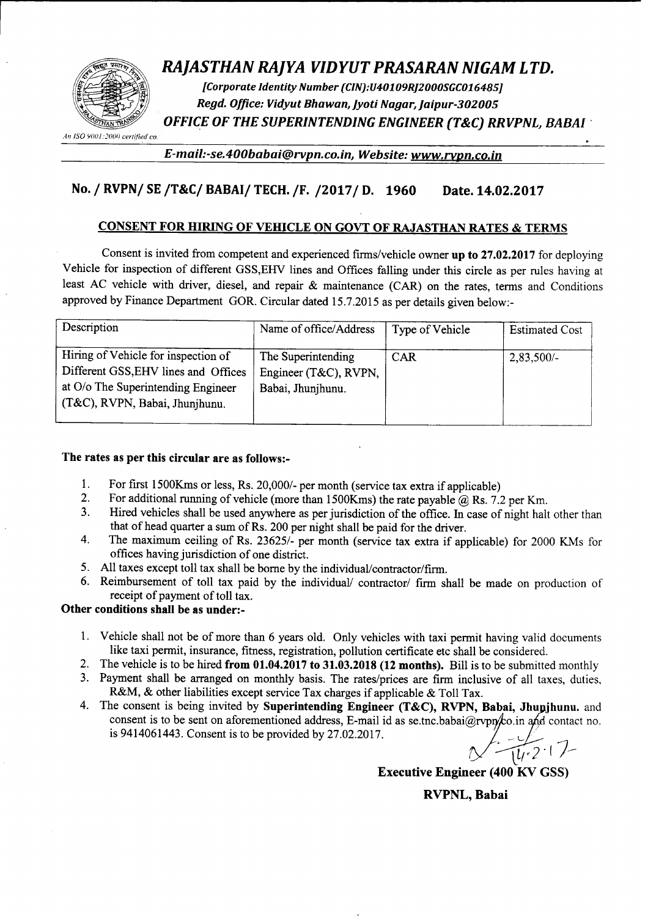# *RAJASTHAN RAJYA VIDYUT PRASARAN NIGAM LTD.*

*[Corporate Identity Number (CIN):U40109RJ2000SGC016485]*
*Regd. Office: Vidyut Bhawan, Jyoti Nagar, Jaipur-302005*
***OFFICE OF THE SUPERINTENDING ENGINEER (T&C) RRVPNL, BABAI***

*An ISO 9001:2000 certified co.*

***E-mail:-se.400babai@rvpn.co.in, Website: www.rvpn.co.in***

## No. / RVPN/ SE /T&C/ BABAI/ TECH. /F. /2017/ D. 1960     Date. 14.02.2017

### CONSENT FOR HIRING OF VEHICLE ON GOVT OF RAJASTHAN RATES & TERMS

Consent is invited from competent and experienced firms/vehicle owner **up to 27.02.2017** for deploying Vehicle for inspection of different GSS,EHV lines and Offices falling under this circle as per rules having at least AC vehicle with driver, diesel, and repair & maintenance (CAR) on the rates, terms and Conditions approved by Finance Department GOR. Circular dated 15.7.2015 as per details given below:-

| Description | Name of office/Address | Type of Vehicle | Estimated Cost |
|---|---|---|---|
| Hiring of Vehicle for inspection of Different GSS,EHV lines and Offices at O/o The Superintending Engineer (T&C), RVPN, Babai, Jhunjhunu. | The Superintending Engineer (T&C), RVPN, Babai, Jhunjhunu. | CAR | 2,83,500/- |

**The rates as per this circular are as follows:-**

1. For first 1500Kms or less, Rs. 20,000/- per month (service tax extra if applicable)
2. For additional running of vehicle (more than 1500Kms) the rate payable @ Rs. 7.2 per Km.
3. Hired vehicles shall be used anywhere as per jurisdiction of the office. In case of night halt other than that of head quarter a sum of Rs. 200 per night shall be paid for the driver.
4. The maximum ceiling of Rs. 23625/- per month (service tax extra if applicable) for 2000 KMs for offices having jurisdiction of one district.
5. All taxes except toll tax shall be borne by the individual/contractor/firm.
6. Reimbursement of toll tax paid by the individual/ contractor/ firm shall be made on production of receipt of payment of toll tax.

**Other conditions shall be as under:-**

1. Vehicle shall not be of more than 6 years old. Only vehicles with taxi permit having valid documents like taxi permit, insurance, fitness, registration, pollution certificate etc shall be considered.
2. The vehicle is to be hired **from 01.04.2017 to 31.03.2018 (12 months).** Bill is to be submitted monthly
3. Payment shall be arranged on monthly basis. The rates/prices are firm inclusive of all taxes, duties, R&M, & other liabilities except service Tax charges if applicable & Toll Tax.
4. The consent is being invited by **Superintending Engineer (T&C), RVPN, Babai, Jhunjhunu.** and consent is to be sent on aforementioned address, E-mail id as se.tnc.babai@rvpn.co.in and contact no. is 9414061443. Consent is to be provided by 27.02.2017.

14.2.17

**Executive Engineer (400 KV GSS)**

**RVPNL, Babai**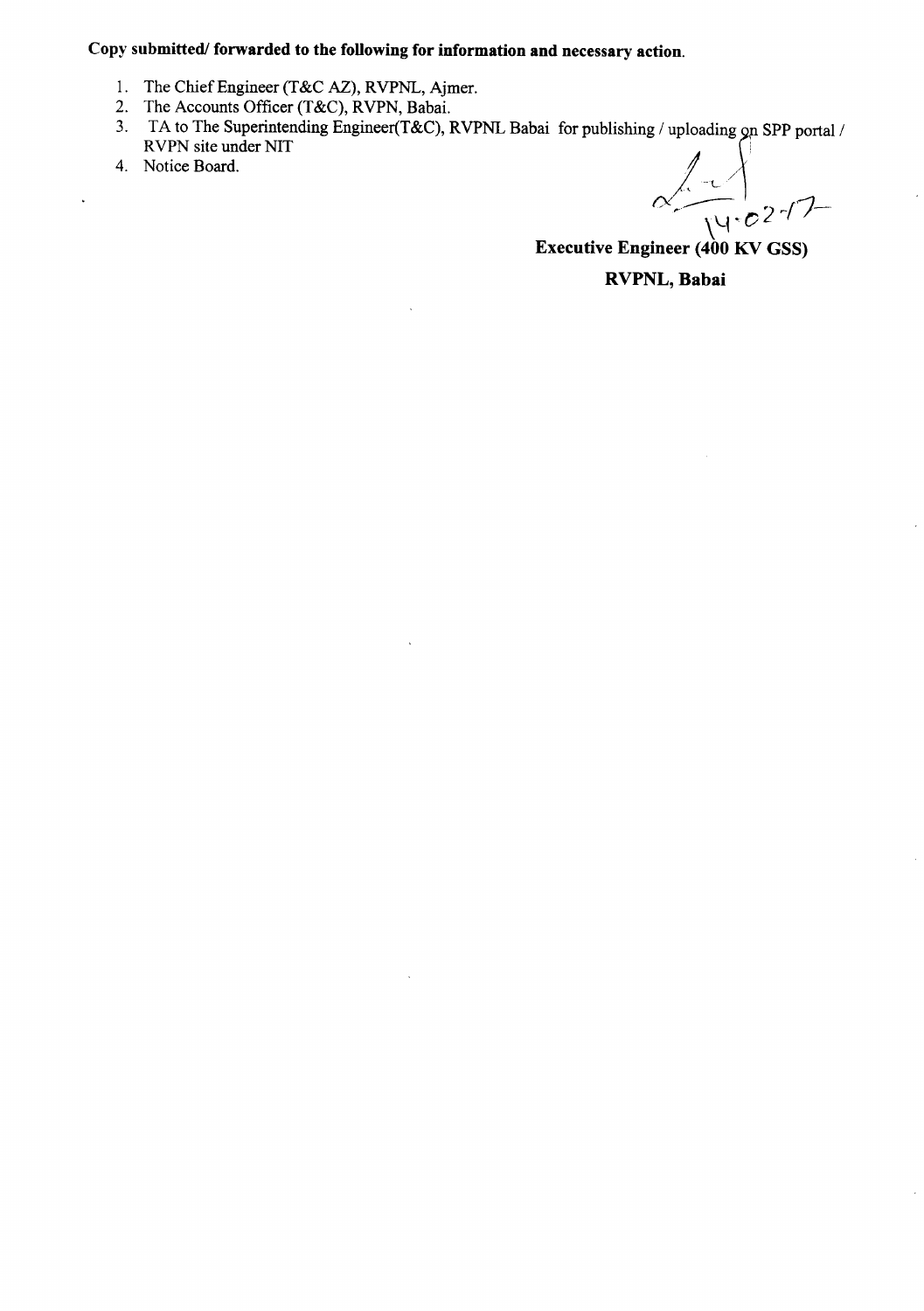**Copy submitted/ forwarded to the following for information and necessary action.**

1. The Chief Engineer (T&C AZ), RVPNL, Ajmer.
2. The Accounts Officer (T&C), RVPN, Babai.
3. TA to The Superintending Engineer(T&C), RVPNL Babai for publishing / uploading on SPP portal / RVPN site under NIT
4. Notice Board.

14-02-17

**Executive Engineer (400 KV GSS)**

**RVPNL, Babai**